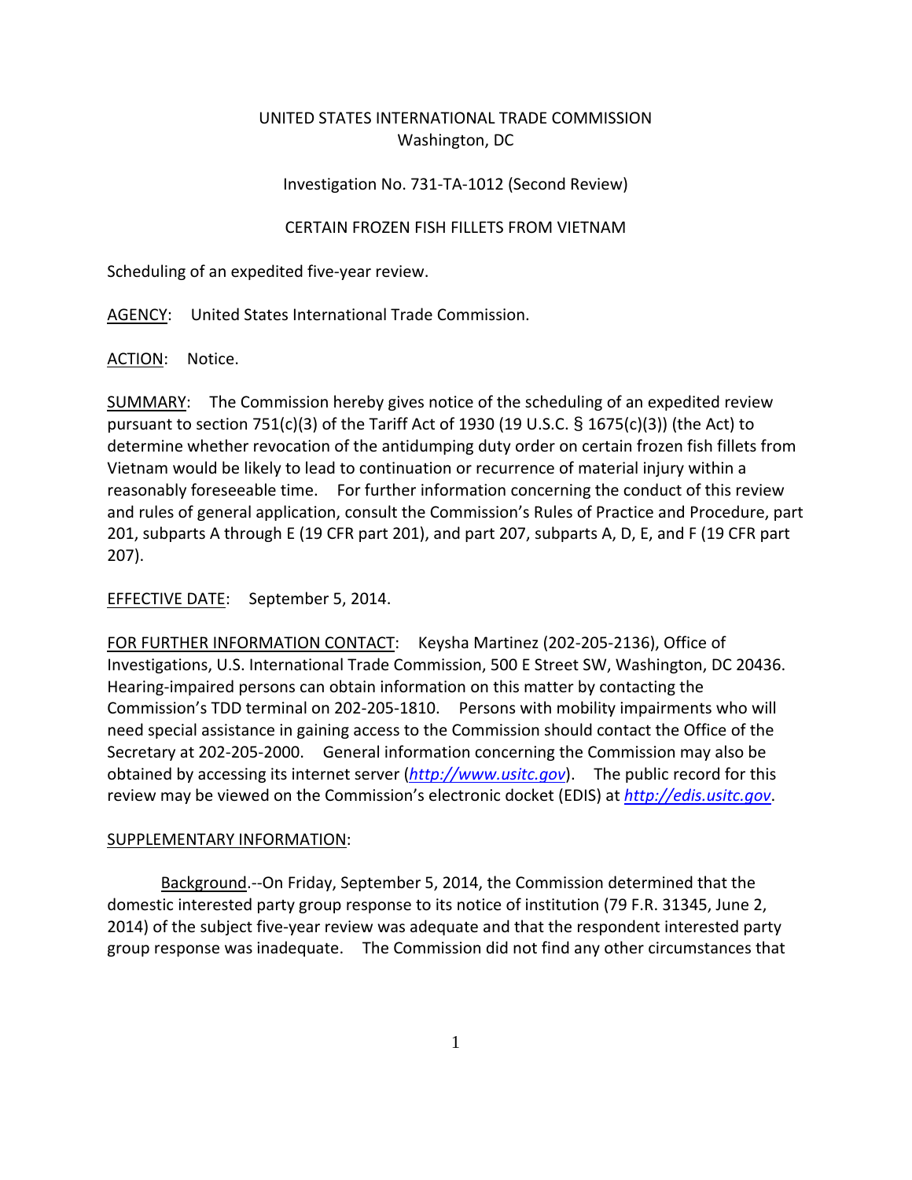UNITED STATES INTERNATIONAL TRADE COMMISSION
Washington, DC

Investigation No. 731-TA-1012 (Second Review)

CERTAIN FROZEN FISH FILLETS FROM VIETNAM

Scheduling of an expedited five-year review.

AGENCY: United States International Trade Commission.

ACTION: Notice.

SUMMARY: The Commission hereby gives notice of the scheduling of an expedited review pursuant to section 751(c)(3) of the Tariff Act of 1930 (19 U.S.C. § 1675(c)(3)) (the Act) to determine whether revocation of the antidumping duty order on certain frozen fish fillets from Vietnam would be likely to lead to continuation or recurrence of material injury within a reasonably foreseeable time. For further information concerning the conduct of this review and rules of general application, consult the Commission's Rules of Practice and Procedure, part 201, subparts A through E (19 CFR part 201), and part 207, subparts A, D, E, and F (19 CFR part 207).

EFFECTIVE DATE: September 5, 2014.

FOR FURTHER INFORMATION CONTACT: Keysha Martinez (202-205-2136), Office of Investigations, U.S. International Trade Commission, 500 E Street SW, Washington, DC 20436. Hearing-impaired persons can obtain information on this matter by contacting the Commission's TDD terminal on 202-205-1810. Persons with mobility impairments who will need special assistance in gaining access to the Commission should contact the Office of the Secretary at 202-205-2000. General information concerning the Commission may also be obtained by accessing its internet server (*http://www.usitc.gov*). The public record for this review may be viewed on the Commission's electronic docket (EDIS) at *http://edis.usitc.gov*.

SUPPLEMENTARY INFORMATION:

Background.--On Friday, September 5, 2014, the Commission determined that the domestic interested party group response to its notice of institution (79 F.R. 31345, June 2, 2014) of the subject five-year review was adequate and that the respondent interested party group response was inadequate. The Commission did not find any other circumstances that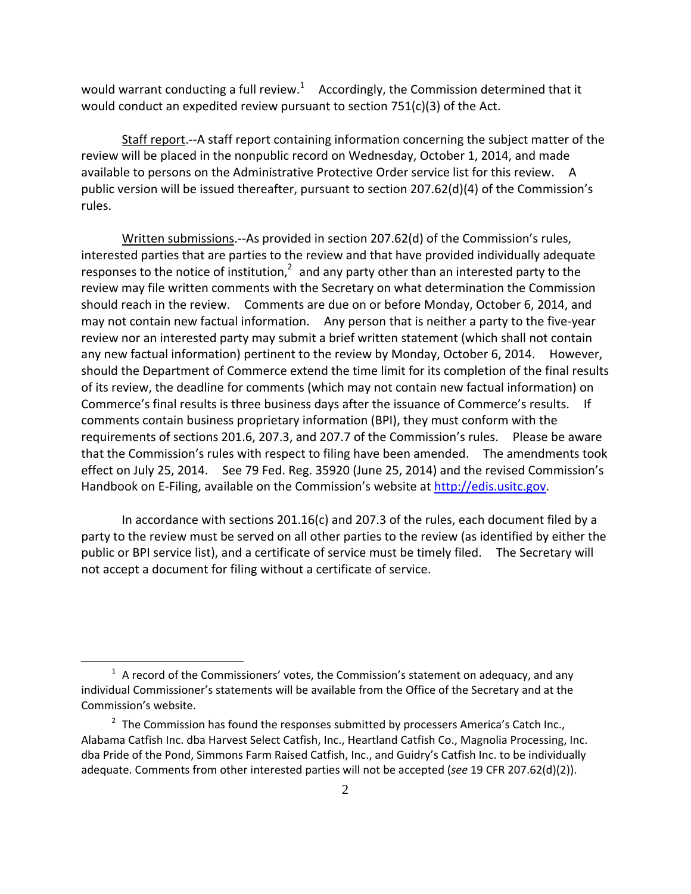would warrant conducting a full review.[1] Accordingly, the Commission determined that it would conduct an expedited review pursuant to section 751(c)(3) of the Act.

Staff report.--A staff report containing information concerning the subject matter of the review will be placed in the nonpublic record on Wednesday, October 1, 2014, and made available to persons on the Administrative Protective Order service list for this review. A public version will be issued thereafter, pursuant to section 207.62(d)(4) of the Commission's rules.

Written submissions.--As provided in section 207.62(d) of the Commission's rules, interested parties that are parties to the review and that have provided individually adequate responses to the notice of institution,[2] and any party other than an interested party to the review may file written comments with the Secretary on what determination the Commission should reach in the review. Comments are due on or before Monday, October 6, 2014, and may not contain new factual information. Any person that is neither a party to the five-year review nor an interested party may submit a brief written statement (which shall not contain any new factual information) pertinent to the review by Monday, October 6, 2014. However, should the Department of Commerce extend the time limit for its completion of the final results of its review, the deadline for comments (which may not contain new factual information) on Commerce's final results is three business days after the issuance of Commerce's results. If comments contain business proprietary information (BPI), they must conform with the requirements of sections 201.6, 207.3, and 207.7 of the Commission's rules. Please be aware that the Commission's rules with respect to filing have been amended. The amendments took effect on July 25, 2014. See 79 Fed. Reg. 35920 (June 25, 2014) and the revised Commission's Handbook on E-Filing, available on the Commission's website at http://edis.usitc.gov.

In accordance with sections 201.16(c) and 207.3 of the rules, each document filed by a party to the review must be served on all other parties to the review (as identified by either the public or BPI service list), and a certificate of service must be timely filed. The Secretary will not accept a document for filing without a certificate of service.

---

[1] A record of the Commissioners' votes, the Commission's statement on adequacy, and any individual Commissioner's statements will be available from the Office of the Secretary and at the Commission's website.

[2] The Commission has found the responses submitted by processers America's Catch Inc., Alabama Catfish Inc. dba Harvest Select Catfish, Inc., Heartland Catfish Co., Magnolia Processing, Inc. dba Pride of the Pond, Simmons Farm Raised Catfish, Inc., and Guidry's Catfish Inc. to be individually adequate. Comments from other interested parties will not be accepted (*see* 19 CFR 207.62(d)(2)).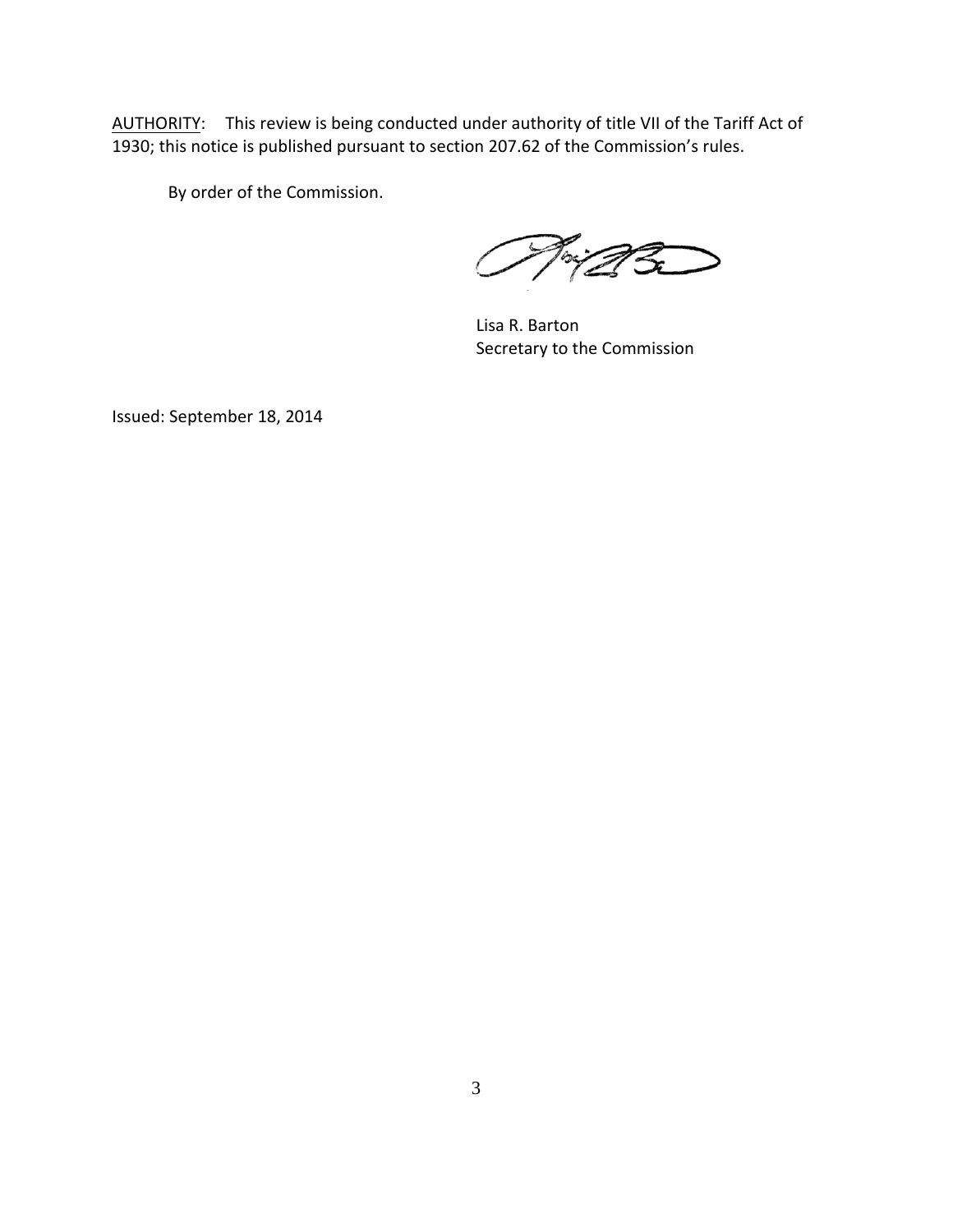<u>AUTHORITY</u>: This review is being conducted under authority of title VII of the Tariff Act of 1930; this notice is published pursuant to section 207.62 of the Commission's rules.

By order of the Commission.

Lisa R. Barton
Secretary to the Commission

Issued: September 18, 2014